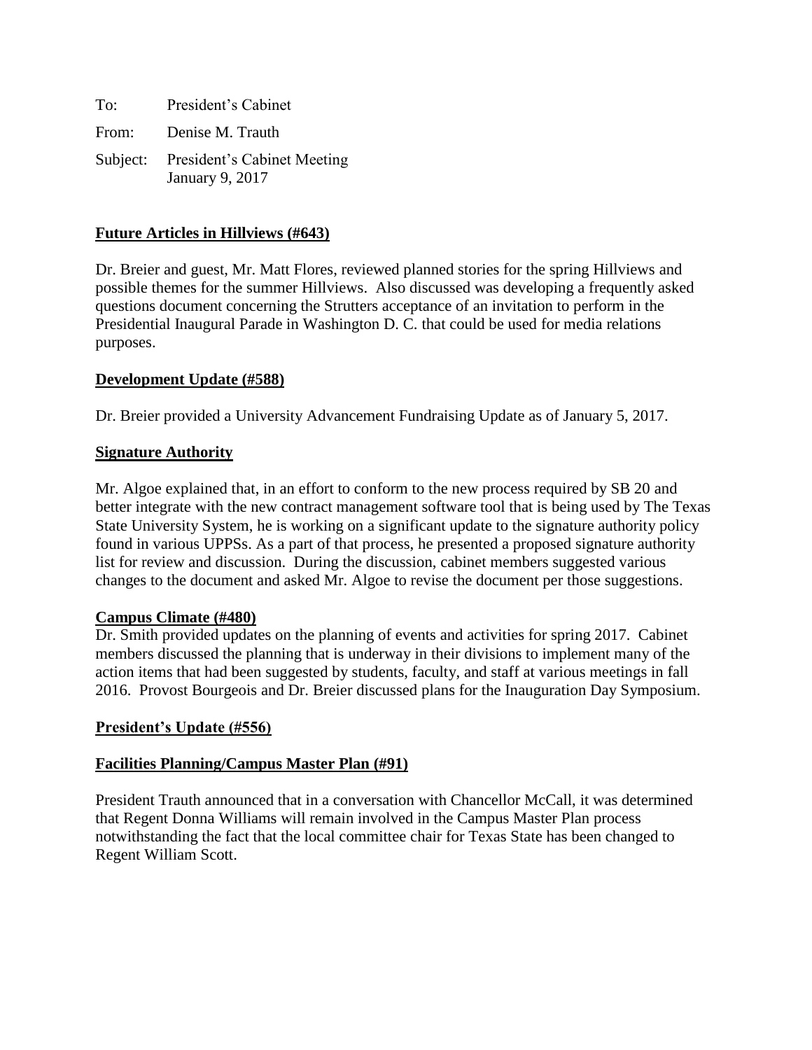To: President's Cabinet

From: Denise M. Trauth

Subject: President's Cabinet Meeting
January 9, 2017

**Future Articles in Hillviews (#643)**

Dr. Breier and guest, Mr. Matt Flores, reviewed planned stories for the spring Hillviews and possible themes for the summer Hillviews. Also discussed was developing a frequently asked questions document concerning the Strutters acceptance of an invitation to perform in the Presidential Inaugural Parade in Washington D. C. that could be used for media relations purposes.

**Development Update (#588)**

Dr. Breier provided a University Advancement Fundraising Update as of January 5, 2017.

**Signature Authority**

Mr. Algoe explained that, in an effort to conform to the new process required by SB 20 and better integrate with the new contract management software tool that is being used by The Texas State University System, he is working on a significant update to the signature authority policy found in various UPPSs. As a part of that process, he presented a proposed signature authority list for review and discussion. During the discussion, cabinet members suggested various changes to the document and asked Mr. Algoe to revise the document per those suggestions.

**Campus Climate (#480)**

Dr. Smith provided updates on the planning of events and activities for spring 2017. Cabinet members discussed the planning that is underway in their divisions to implement many of the action items that had been suggested by students, faculty, and staff at various meetings in fall 2016. Provost Bourgeois and Dr. Breier discussed plans for the Inauguration Day Symposium.

**President's Update (#556)**

**Facilities Planning/Campus Master Plan (#91)**

President Trauth announced that in a conversation with Chancellor McCall, it was determined that Regent Donna Williams will remain involved in the Campus Master Plan process notwithstanding the fact that the local committee chair for Texas State has been changed to Regent William Scott.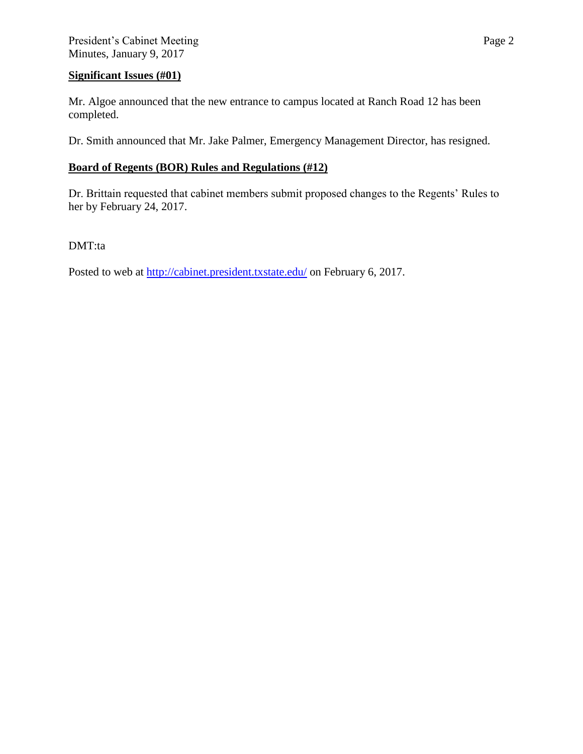**Significant Issues (#01)**

Mr. Algoe announced that the new entrance to campus located at Ranch Road 12 has been completed.

Dr. Smith announced that Mr. Jake Palmer, Emergency Management Director, has resigned.

**Board of Regents (BOR) Rules and Regulations (#12)**

Dr. Brittain requested that cabinet members submit proposed changes to the Regents' Rules to her by February 24, 2017.

DMT:ta

Posted to web at [http://cabinet.president.txstate.edu/](http://cabinet.president.txstate.edu/) on February 6, 2017.